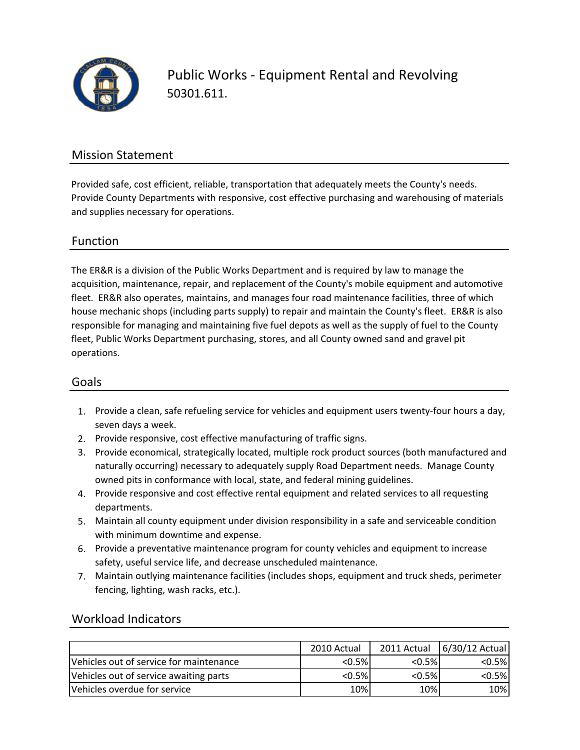# Public Works - Equipment Rental and Revolving

50301.611.

## Mission Statement

Provided safe, cost efficient, reliable, transportation that adequately meets the County's needs. Provide County Departments with responsive, cost effective purchasing and warehousing of materials and supplies necessary for operations.

## Function

The ER&R is a division of the Public Works Department and is required by law to manage the acquisition, maintenance, repair, and replacement of the County's mobile equipment and automotive fleet. ER&R also operates, maintains, and manages four road maintenance facilities, three of which house mechanic shops (including parts supply) to repair and maintain the County's fleet. ER&R is also responsible for managing and maintaining five fuel depots as well as the supply of fuel to the County fleet, Public Works Department purchasing, stores, and all County owned sand and gravel pit operations.

## Goals

1. Provide a clean, safe refueling service for vehicles and equipment users twenty-four hours a day, seven days a week.
2. Provide responsive, cost effective manufacturing of traffic signs.
3. Provide economical, strategically located, multiple rock product sources (both manufactured and naturally occurring) necessary to adequately supply Road Department needs. Manage County owned pits in conformance with local, state, and federal mining guidelines.
4. Provide responsive and cost effective rental equipment and related services to all requesting departments.
5. Maintain all county equipment under division responsibility in a safe and serviceable condition with minimum downtime and expense.
6. Provide a preventative maintenance program for county vehicles and equipment to increase safety, useful service life, and decrease unscheduled maintenance.
7. Maintain outlying maintenance facilities (includes shops, equipment and truck sheds, perimeter fencing, lighting, wash racks, etc.).

## Workload Indicators

| | 2010 Actual | 2011 Actual | 6/30/12 Actual |
|---|---|---|---|
| Vehicles out of service for maintenance | <0.5% | <0.5% | <0.5% |
| Vehicles out of service awaiting parts | <0.5% | <0.5% | <0.5% |
| Vehicles overdue for service | 10% | 10% | 10% |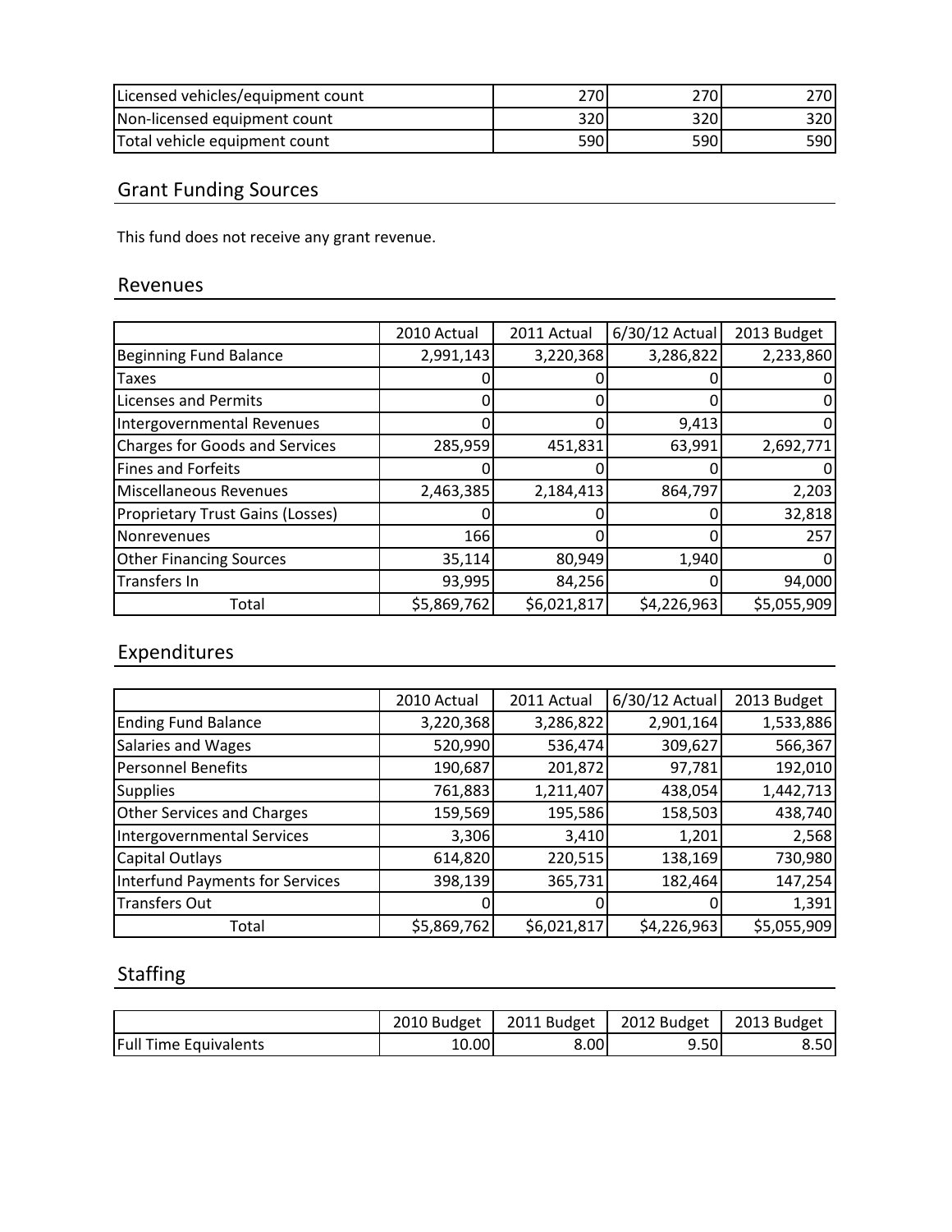| | | | |
|---|---|---|---|
| Licensed vehicles/equipment count | 270 | 270 | 270 |
| Non-licensed equipment count | 320 | 320 | 320 |
| Total vehicle equipment count | 590 | 590 | 590 |

## Grant Funding Sources

This fund does not receive any grant revenue.

## Revenues

| | 2010 Actual | 2011 Actual | 6/30/12 Actual | 2013 Budget |
|---|---|---|---|---|
| Beginning Fund Balance | 2,991,143 | 3,220,368 | 3,286,822 | 2,233,860 |
| Taxes | 0 | 0 | 0 | 0 |
| Licenses and Permits | 0 | 0 | 0 | 0 |
| Intergovernmental Revenues | 0 | 0 | 9,413 | 0 |
| Charges for Goods and Services | 285,959 | 451,831 | 63,991 | 2,692,771 |
| Fines and Forfeits | 0 | 0 | 0 | 0 |
| Miscellaneous Revenues | 2,463,385 | 2,184,413 | 864,797 | 2,203 |
| Proprietary Trust Gains (Losses) | 0 | 0 | 0 | 32,818 |
| Nonrevenues | 166 | 0 | 0 | 257 |
| Other Financing Sources | 35,114 | 80,949 | 1,940 | 0 |
| Transfers In | 93,995 | 84,256 | 0 | 94,000 |
| Total | $5,869,762 | $6,021,817 | $4,226,963 | $5,055,909 |

## Expenditures

| | 2010 Actual | 2011 Actual | 6/30/12 Actual | 2013 Budget |
|---|---|---|---|---|
| Ending Fund Balance | 3,220,368 | 3,286,822 | 2,901,164 | 1,533,886 |
| Salaries and Wages | 520,990 | 536,474 | 309,627 | 566,367 |
| Personnel Benefits | 190,687 | 201,872 | 97,781 | 192,010 |
| Supplies | 761,883 | 1,211,407 | 438,054 | 1,442,713 |
| Other Services and Charges | 159,569 | 195,586 | 158,503 | 438,740 |
| Intergovernmental Services | 3,306 | 3,410 | 1,201 | 2,568 |
| Capital Outlays | 614,820 | 220,515 | 138,169 | 730,980 |
| Interfund Payments for Services | 398,139 | 365,731 | 182,464 | 147,254 |
| Transfers Out | 0 | 0 | 0 | 1,391 |
| Total | $5,869,762 | $6,021,817 | $4,226,963 | $5,055,909 |

## Staffing

| | 2010 Budget | 2011 Budget | 2012 Budget | 2013 Budget |
|---|---|---|---|---|
| Full Time Equivalents | 10.00 | 8.00 | 9.50 | 8.50 |